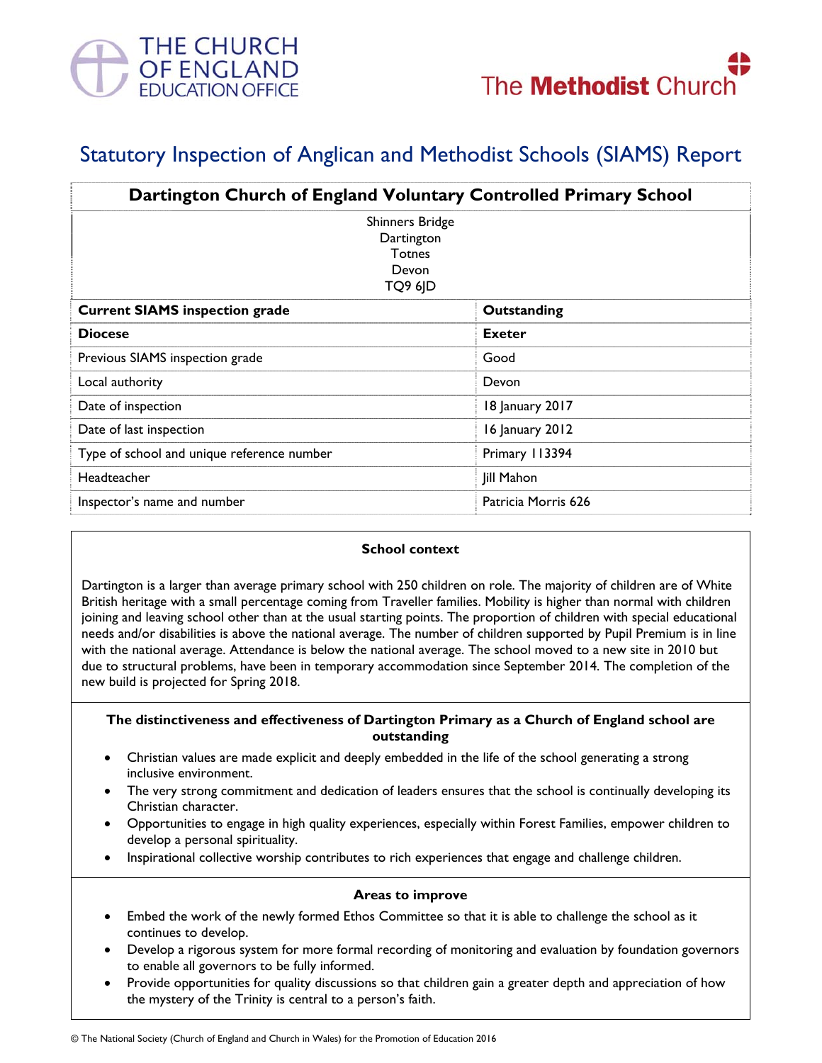THE CHURCH OF ENGLAND EDUCATION OFFICE

The Methodist Church

# Statutory Inspection of Anglican and Methodist Schools (SIAMS) Report

| Dartington Church of England Voluntary Controlled Primary School | |
|---|---|
| Shinners Bridge<br>Dartington<br>Totnes<br>Devon<br>TQ9 6JD | |
| **Current SIAMS inspection grade** | **Outstanding** |
| **Diocese** | **Exeter** |
| Previous SIAMS inspection grade | Good |
| Local authority | Devon |
| Date of inspection | 18 January 2017 |
| Date of last inspection | 16 January 2012 |
| Type of school and unique reference number | Primary 113394 |
| Headteacher | Jill Mahon |
| Inspector's name and number | Patricia Morris 626 |

### School context

Dartington is a larger than average primary school with 250 children on role. The majority of children are of White British heritage with a small percentage coming from Traveller families. Mobility is higher than normal with children joining and leaving school other than at the usual starting points. The proportion of children with special educational needs and/or disabilities is above the national average. The number of children supported by Pupil Premium is in line with the national average. Attendance is below the national average. The school moved to a new site in 2010 but due to structural problems, have been in temporary accommodation since September 2014. The completion of the new build is projected for Spring 2018.

### The distinctiveness and effectiveness of Dartington Primary as a Church of England school are outstanding

- Christian values are made explicit and deeply embedded in the life of the school generating a strong inclusive environment.
- The very strong commitment and dedication of leaders ensures that the school is continually developing its Christian character.
- Opportunities to engage in high quality experiences, especially within Forest Families, empower children to develop a personal spirituality.
- Inspirational collective worship contributes to rich experiences that engage and challenge children.

### Areas to improve

- Embed the work of the newly formed Ethos Committee so that it is able to challenge the school as it continues to develop.
- Develop a rigorous system for more formal recording of monitoring and evaluation by foundation governors to enable all governors to be fully informed.
- Provide opportunities for quality discussions so that children gain a greater depth and appreciation of how the mystery of the Trinity is central to a person's faith.

© The National Society (Church of England and Church in Wales) for the Promotion of Education 2016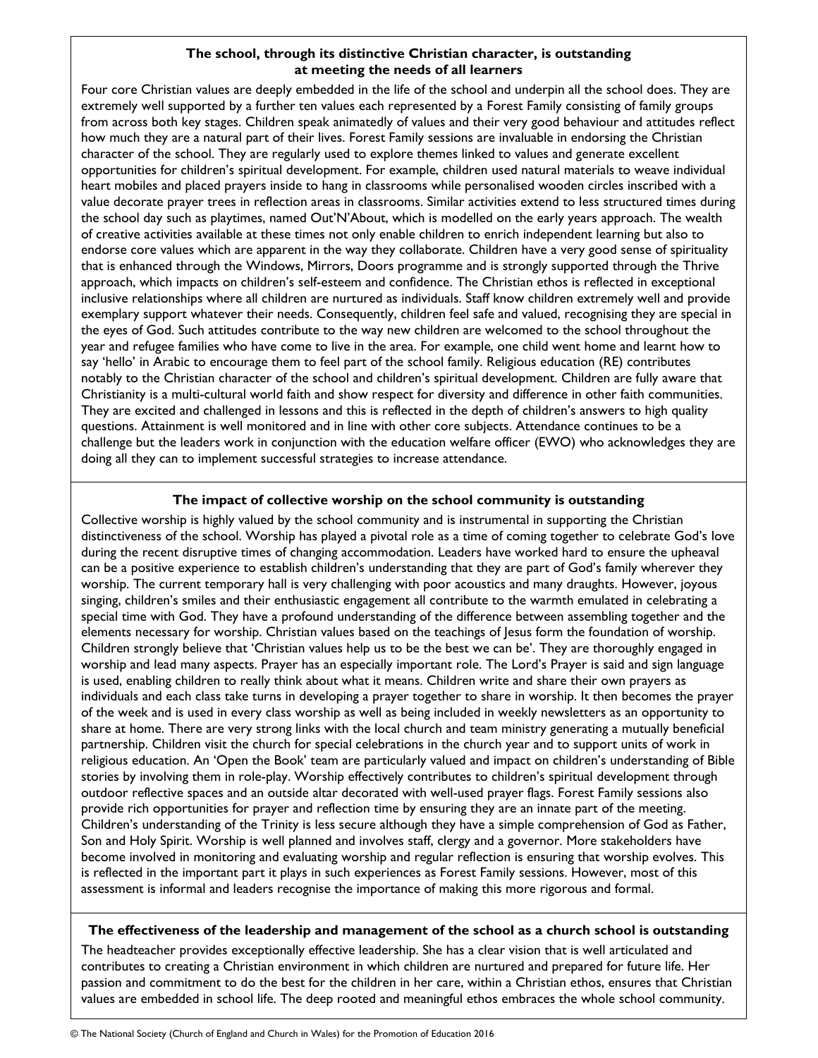### The school, through its distinctive Christian character, is outstanding at meeting the needs of all learners

Four core Christian values are deeply embedded in the life of the school and underpin all the school does. They are extremely well supported by a further ten values each represented by a Forest Family consisting of family groups from across both key stages. Children speak animatedly of values and their very good behaviour and attitudes reflect how much they are a natural part of their lives. Forest Family sessions are invaluable in endorsing the Christian character of the school. They are regularly used to explore themes linked to values and generate excellent opportunities for children's spiritual development. For example, children used natural materials to weave individual heart mobiles and placed prayers inside to hang in classrooms while personalised wooden circles inscribed with a value decorate prayer trees in reflection areas in classrooms. Similar activities extend to less structured times during the school day such as playtimes, named Out'N'About, which is modelled on the early years approach. The wealth of creative activities available at these times not only enable children to enrich independent learning but also to endorse core values which are apparent in the way they collaborate. Children have a very good sense of spirituality that is enhanced through the Windows, Mirrors, Doors programme and is strongly supported through the Thrive approach, which impacts on children's self-esteem and confidence. The Christian ethos is reflected in exceptional inclusive relationships where all children are nurtured as individuals. Staff know children extremely well and provide exemplary support whatever their needs. Consequently, children feel safe and valued, recognising they are special in the eyes of God. Such attitudes contribute to the way new children are welcomed to the school throughout the year and refugee families who have come to live in the area. For example, one child went home and learnt how to say 'hello' in Arabic to encourage them to feel part of the school family. Religious education (RE) contributes notably to the Christian character of the school and children's spiritual development. Children are fully aware that Christianity is a multi-cultural world faith and show respect for diversity and difference in other faith communities. They are excited and challenged in lessons and this is reflected in the depth of children's answers to high quality questions. Attainment is well monitored and in line with other core subjects. Attendance continues to be a challenge but the leaders work in conjunction with the education welfare officer (EWO) who acknowledges they are doing all they can to implement successful strategies to increase attendance.

### The impact of collective worship on the school community is outstanding

Collective worship is highly valued by the school community and is instrumental in supporting the Christian distinctiveness of the school. Worship has played a pivotal role as a time of coming together to celebrate God's love during the recent disruptive times of changing accommodation. Leaders have worked hard to ensure the upheaval can be a positive experience to establish children's understanding that they are part of God's family wherever they worship. The current temporary hall is very challenging with poor acoustics and many draughts. However, joyous singing, children's smiles and their enthusiastic engagement all contribute to the warmth emulated in celebrating a special time with God. They have a profound understanding of the difference between assembling together and the elements necessary for worship. Christian values based on the teachings of Jesus form the foundation of worship. Children strongly believe that 'Christian values help us to be the best we can be'. They are thoroughly engaged in worship and lead many aspects. Prayer has an especially important role. The Lord's Prayer is said and sign language is used, enabling children to really think about what it means. Children write and share their own prayers as individuals and each class take turns in developing a prayer together to share in worship. It then becomes the prayer of the week and is used in every class worship as well as being included in weekly newsletters as an opportunity to share at home. There are very strong links with the local church and team ministry generating a mutually beneficial partnership. Children visit the church for special celebrations in the church year and to support units of work in religious education. An 'Open the Book' team are particularly valued and impact on children's understanding of Bible stories by involving them in role-play. Worship effectively contributes to children's spiritual development through outdoor reflective spaces and an outside altar decorated with well-used prayer flags. Forest Family sessions also provide rich opportunities for prayer and reflection time by ensuring they are an innate part of the meeting. Children's understanding of the Trinity is less secure although they have a simple comprehension of God as Father, Son and Holy Spirit. Worship is well planned and involves staff, clergy and a governor. More stakeholders have become involved in monitoring and evaluating worship and regular reflection is ensuring that worship evolves. This is reflected in the important part it plays in such experiences as Forest Family sessions. However, most of this assessment is informal and leaders recognise the importance of making this more rigorous and formal.

### The effectiveness of the leadership and management of the school as a church school is outstanding

The headteacher provides exceptionally effective leadership. She has a clear vision that is well articulated and contributes to creating a Christian environment in which children are nurtured and prepared for future life. Her passion and commitment to do the best for the children in her care, within a Christian ethos, ensures that Christian values are embedded in school life. The deep rooted and meaningful ethos embraces the whole school community.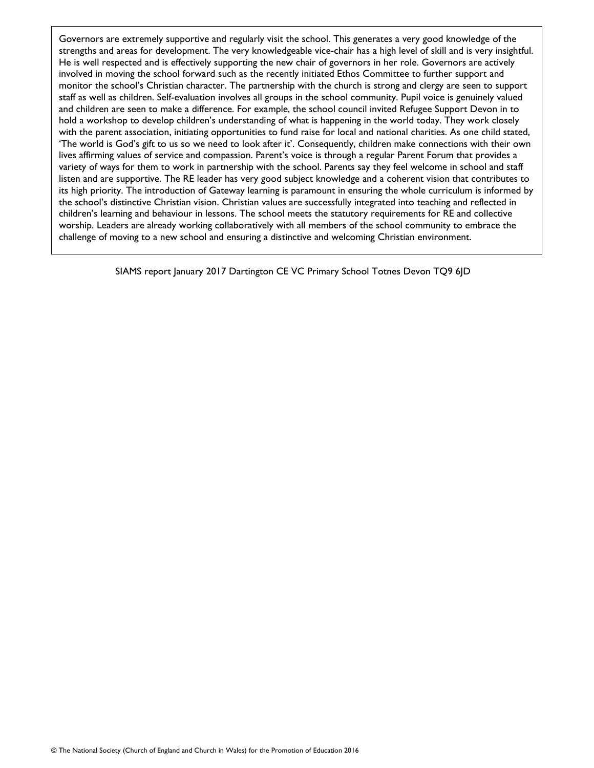Governors are extremely supportive and regularly visit the school. This generates a very good knowledge of the strengths and areas for development. The very knowledgeable vice-chair has a high level of skill and is very insightful. He is well respected and is effectively supporting the new chair of governors in her role. Governors are actively involved in moving the school forward such as the recently initiated Ethos Committee to further support and monitor the school's Christian character. The partnership with the church is strong and clergy are seen to support staff as well as children. Self-evaluation involves all groups in the school community. Pupil voice is genuinely valued and children are seen to make a difference. For example, the school council invited Refugee Support Devon in to hold a workshop to develop children's understanding of what is happening in the world today. They work closely with the parent association, initiating opportunities to fund raise for local and national charities. As one child stated, 'The world is God's gift to us so we need to look after it'. Consequently, children make connections with their own lives affirming values of service and compassion. Parent's voice is through a regular Parent Forum that provides a variety of ways for them to work in partnership with the school. Parents say they feel welcome in school and staff listen and are supportive. The RE leader has very good subject knowledge and a coherent vision that contributes to its high priority. The introduction of Gateway learning is paramount in ensuring the whole curriculum is informed by the school's distinctive Christian vision. Christian values are successfully integrated into teaching and reflected in children's learning and behaviour in lessons. The school meets the statutory requirements for RE and collective worship. Leaders are already working collaboratively with all members of the school community to embrace the challenge of moving to a new school and ensuring a distinctive and welcoming Christian environment.

SIAMS report January 2017 Dartington CE VC Primary School Totnes Devon TQ9 6JD